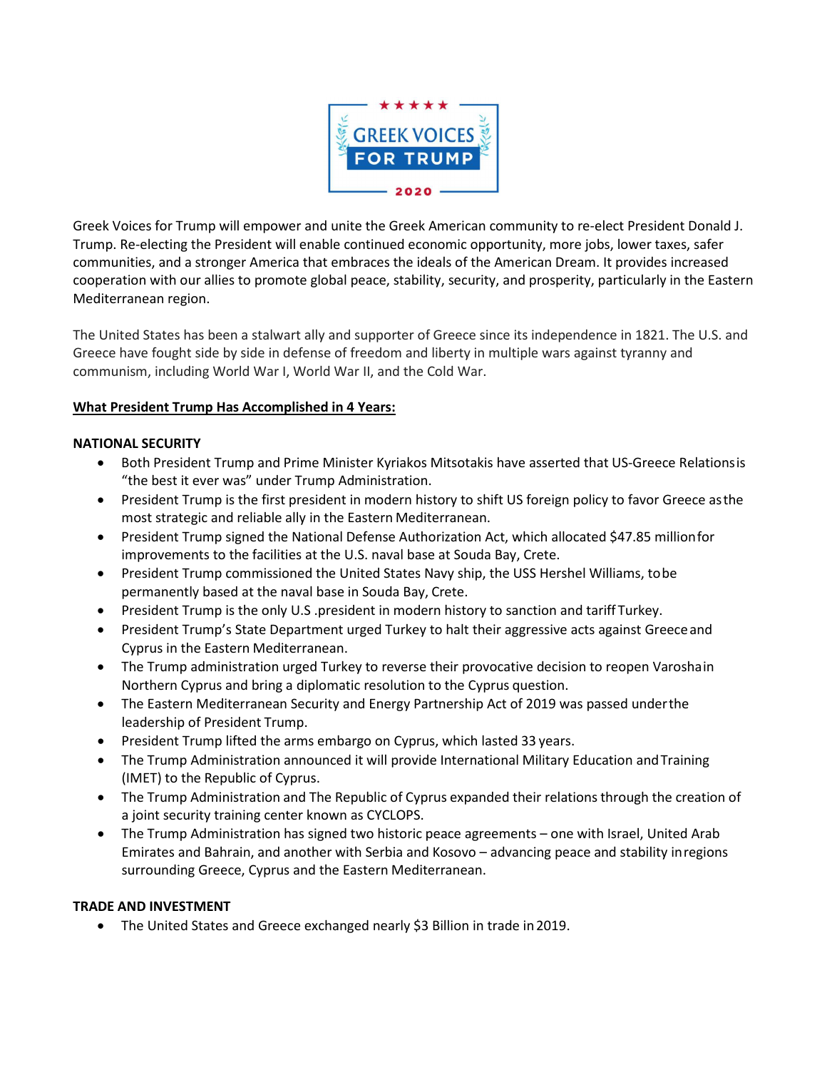GREEK VOICES FOR TRUMP 2020

Greek Voices for Trump will empower and unite the Greek American community to re-elect President Donald J. Trump. Re-electing the President will enable continued economic opportunity, more jobs, lower taxes, safer communities, and a stronger America that embraces the ideals of the American Dream. It provides increased cooperation with our allies to promote global peace, stability, security, and prosperity, particularly in the Eastern Mediterranean region.

The United States has been a stalwart ally and supporter of Greece since its independence in 1821. The U.S. and Greece have fought side by side in defense of freedom and liberty in multiple wars against tyranny and communism, including World War I, World War II, and the Cold War.

**<u>What President Trump Has Accomplished in 4 Years:</u>**

**NATIONAL SECURITY**

- Both President Trump and Prime Minister Kyriakos Mitsotakis have asserted that US-Greece Relations is "the best it ever was" under Trump Administration.
- President Trump is the first president in modern history to shift US foreign policy to favor Greece as the most strategic and reliable ally in the Eastern Mediterranean.
- President Trump signed the National Defense Authorization Act, which allocated $47.85 million for improvements to the facilities at the U.S. naval base at Souda Bay, Crete.
- President Trump commissioned the United States Navy ship, the USS Hershel Williams, to be permanently based at the naval base in Souda Bay, Crete.
- President Trump is the only U.S .president in modern history to sanction and tariff Turkey.
- President Trump's State Department urged Turkey to halt their aggressive acts against Greece and Cyprus in the Eastern Mediterranean.
- The Trump administration urged Turkey to reverse their provocative decision to reopen Varosha in Northern Cyprus and bring a diplomatic resolution to the Cyprus question.
- The Eastern Mediterranean Security and Energy Partnership Act of 2019 was passed under the leadership of President Trump.
- President Trump lifted the arms embargo on Cyprus, which lasted 33 years.
- The Trump Administration announced it will provide International Military Education and Training (IMET) to the Republic of Cyprus.
- The Trump Administration and The Republic of Cyprus expanded their relations through the creation of a joint security training center known as CYCLOPS.
- The Trump Administration has signed two historic peace agreements – one with Israel, United Arab Emirates and Bahrain, and another with Serbia and Kosovo – advancing peace and stability in regions surrounding Greece, Cyprus and the Eastern Mediterranean.

**TRADE AND INVESTMENT**

- The United States and Greece exchanged nearly $3 Billion in trade in 2019.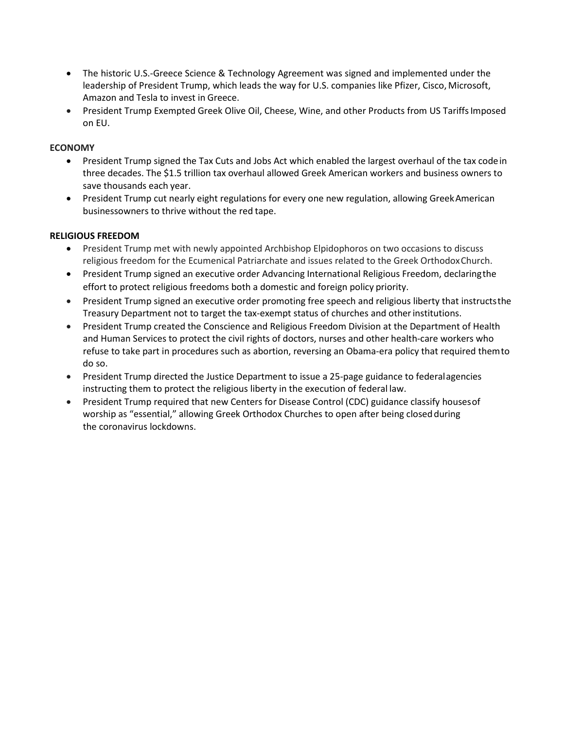- The historic U.S.-Greece Science & Technology Agreement was signed and implemented under the leadership of President Trump, which leads the way for U.S. companies like Pfizer, Cisco, Microsoft, Amazon and Tesla to invest in Greece.
- President Trump Exempted Greek Olive Oil, Cheese, Wine, and other Products from US Tariffs Imposed on EU.

**ECONOMY**

- President Trump signed the Tax Cuts and Jobs Act which enabled the largest overhaul of the tax code in three decades. The $1.5 trillion tax overhaul allowed Greek American workers and business owners to save thousands each year.
- President Trump cut nearly eight regulations for every one new regulation, allowing Greek American businessowners to thrive without the red tape.

**RELIGIOUS FREEDOM**

- President Trump met with newly appointed Archbishop Elpidophoros on two occasions to discuss religious freedom for the Ecumenical Patriarchate and issues related to the Greek Orthodox Church.
- President Trump signed an executive order Advancing International Religious Freedom, declaring the effort to protect religious freedoms both a domestic and foreign policy priority.
- President Trump signed an executive order promoting free speech and religious liberty that instructs the Treasury Department not to target the tax-exempt status of churches and other institutions.
- President Trump created the Conscience and Religious Freedom Division at the Department of Health and Human Services to protect the civil rights of doctors, nurses and other health-care workers who refuse to take part in procedures such as abortion, reversing an Obama-era policy that required them to do so.
- President Trump directed the Justice Department to issue a 25-page guidance to federal agencies instructing them to protect the religious liberty in the execution of federal law.
- President Trump required that new Centers for Disease Control (CDC) guidance classify houses of worship as "essential," allowing Greek Orthodox Churches to open after being closed during the coronavirus lockdowns.